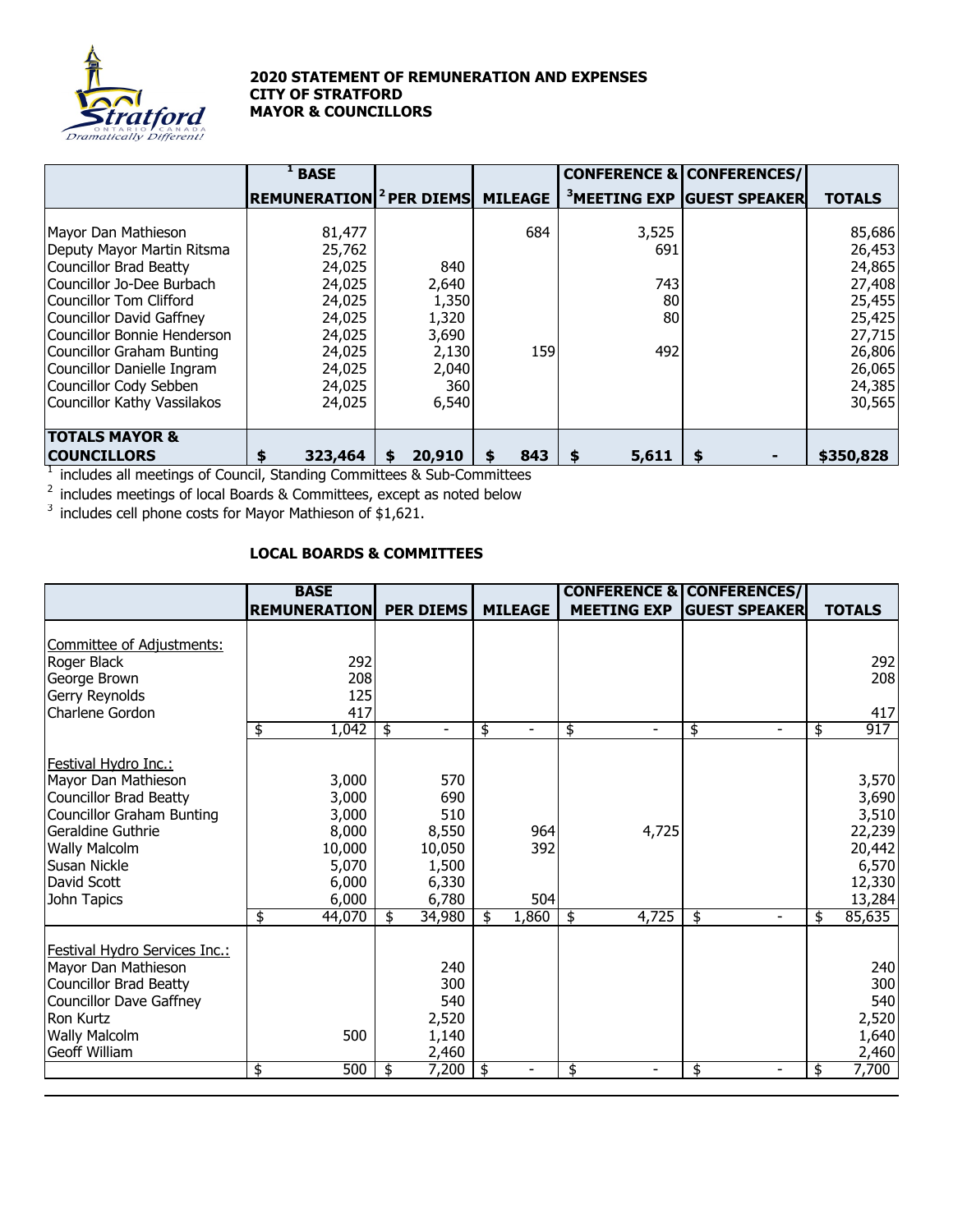**2020 STATEMENT OF REMUNERATION AND EXPENSES**
**CITY OF STRATFORD**
**MAYOR & COUNCILLORS**

| | [1] BASE REMUNERATION | [2] PER DIEMS | MILEAGE | CONFERENCE & [3] MEETING EXP | CONFERENCES/ GUEST SPEAKER | TOTALS |
|---|---|---|---|---|---|---|
| Mayor Dan Mathieson | 81,477 | | 684 | 3,525 | | 85,686 |
| Deputy Mayor Martin Ritsma | 25,762 | | | 691 | | 26,453 |
| Councillor Brad Beatty | 24,025 | 840 | | | | 24,865 |
| Councillor Jo-Dee Burbach | 24,025 | 2,640 | | 743 | | 27,408 |
| Councillor Tom Clifford | 24,025 | 1,350 | | 80 | | 25,455 |
| Councillor David Gaffney | 24,025 | 1,320 | | 80 | | 25,425 |
| Councillor Bonnie Henderson | 24,025 | 3,690 | | | | 27,715 |
| Councillor Graham Bunting | 24,025 | 2,130 | 159 | 492 | | 26,806 |
| Councillor Danielle Ingram | 24,025 | 2,040 | | | | 26,065 |
| Councillor Cody Sebben | 24,025 | 360 | | | | 24,385 |
| Councillor Kathy Vassilakos | 24,025 | 6,540 | | | | 30,565 |
| **TOTALS MAYOR & COUNCILLORS** | **$ 323,464** | **$ 20,910** | **$ 843** | **$ 5,611** | **$ -** | **$350,828** |

[1] includes all meetings of Council, Standing Committees & Sub-Committees

[2] includes meetings of local Boards & Committees, except as noted below

[3] includes cell phone costs for Mayor Mathieson of $1,621.

**LOCAL BOARDS & COMMITTEES**

| | BASE REMUNERATION | PER DIEMS | MILEAGE | CONFERENCE & MEETING EXP | CONFERENCES/ GUEST SPEAKER | TOTALS |
|---|---|---|---|---|---|---|
| Committee of Adjustments: | | | | | | |
| Roger Black | 292 | | | | | 292 |
| George Brown | 208 | | | | | 208 |
| Gerry Reynolds | 125 | | | | | |
| Charlene Gordon | 417 | | | | | 417 |
| | $ 1,042 | $ - | $ - | $ - | $ - | $ 917 |
| Festival Hydro Inc.: | | | | | | |
| Mayor Dan Mathieson | 3,000 | 570 | | | | 3,570 |
| Councillor Brad Beatty | 3,000 | 690 | | | | 3,690 |
| Councillor Graham Bunting | 3,000 | 510 | | | | 3,510 |
| Geraldine Guthrie | 8,000 | 8,550 | 964 | 4,725 | | 22,239 |
| Wally Malcolm | 10,000 | 10,050 | 392 | | | 20,442 |
| Susan Nickle | 5,070 | 1,500 | | | | 6,570 |
| David Scott | 6,000 | 6,330 | | | | 12,330 |
| John Tapics | 6,000 | 6,780 | 504 | | | 13,284 |
| | $ 44,070 | $ 34,980 | $ 1,860 | $ 4,725 | $ - | $ 85,635 |
| Festival Hydro Services Inc.: | | | | | | |
| Mayor Dan Mathieson | | 240 | | | | 240 |
| Councillor Brad Beatty | | 300 | | | | 300 |
| Councillor Dave Gaffney | | 540 | | | | 540 |
| Ron Kurtz | | 2,520 | | | | 2,520 |
| Wally Malcolm | 500 | 1,140 | | | | 1,640 |
| Geoff William | | 2,460 | | | | 2,460 |
| | $ 500 | $ 7,200 | $ - | $ - | $ - | $ 7,700 |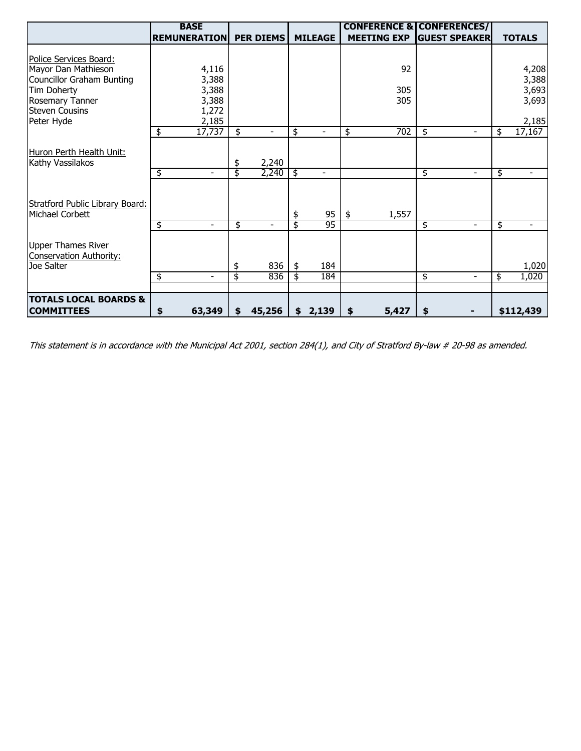| | BASE REMUNERATION | PER DIEMS | MILEAGE | CONFERENCE & MEETING EXP | CONFERENCES/ GUEST SPEAKER | TOTALS |
|---|---|---|---|---|---|---|
| Police Services Board: | | | | | | |
| Mayor Dan Mathieson | 4,116 | | | 92 | | 4,208 |
| Councillor Graham Bunting | 3,388 | | | | | 3,388 |
| Tim Doherty | 3,388 | | | 305 | | 3,693 |
| Rosemary Tanner | 3,388 | | | 305 | | 3,693 |
| Steven Cousins | 1,272 | | | | | |
| Peter Hyde | 2,185 | | | | | 2,185 |
| | $ 17,737 | $ - | $ - | $ 702 | $ - | $ 17,167 |
| Huron Perth Health Unit: | | | | | | |
| Kathy Vassilakos | | $ 2,240 | | | | |
| | $ - | $ 2,240 | $ - | | $ - | $ - |
| Stratford Public Library Board: | | | | | | |
| Michael Corbett | | | $ 95 | $ 1,557 | | |
| | $ - | $ - | $ 95 | | $ - | $ - |
| Upper Thames River Conservation Authority: | | | | | | |
| Joe Salter | | $ 836 | $ 184 | | | 1,020 |
| | $ - | $ 836 | $ 184 | | $ - | $ 1,020 |
| **TOTALS LOCAL BOARDS & COMMITTEES** | **$ 63,349** | **$ 45,256** | **$ 2,139** | **$ 5,427** | **$ -** | **$112,439** |

*This statement is in accordance with the Municipal Act 2001, section 284(1), and City of Stratford By-law # 20-98 as amended.*